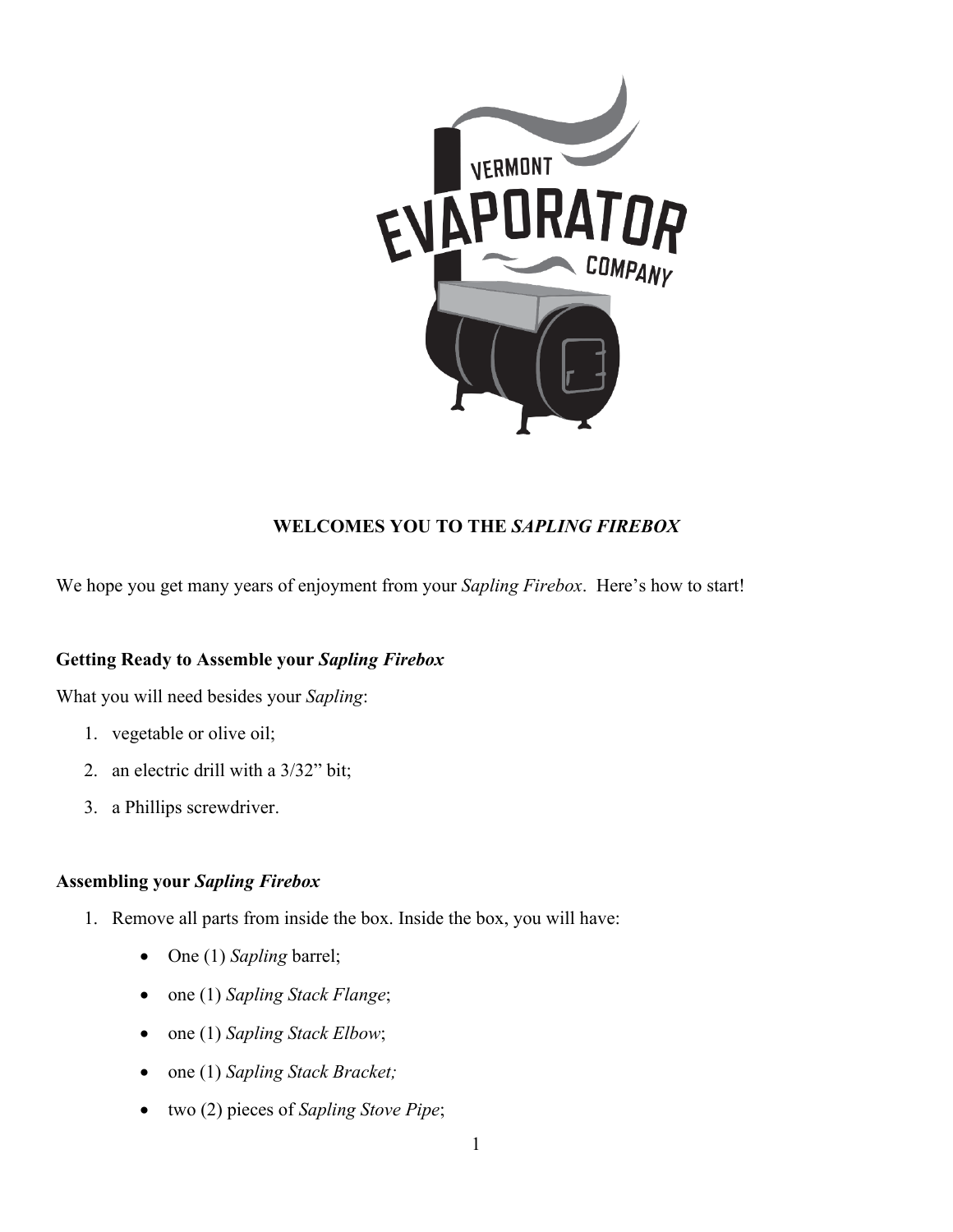# WELCOMES YOU TO THE *SAPLING FIREBOX*

We hope you get many years of enjoyment from your *Sapling Firebox*. Here's how to start!

### Getting Ready to Assemble your *Sapling Firebox*

What you will need besides your *Sapling*:

1. vegetable or olive oil;
2. an electric drill with a 3/32" bit;
3. a Phillips screwdriver.

### Assembling your *Sapling Firebox*

1. Remove all parts from inside the box. Inside the box, you will have:
   - One (1) *Sapling* barrel;
   - one (1) *Sapling Stack Flange*;
   - one (1) *Sapling Stack Elbow*;
   - one (1) *Sapling Stack Bracket;*
   - two (2) pieces of *Sapling Stove Pipe*;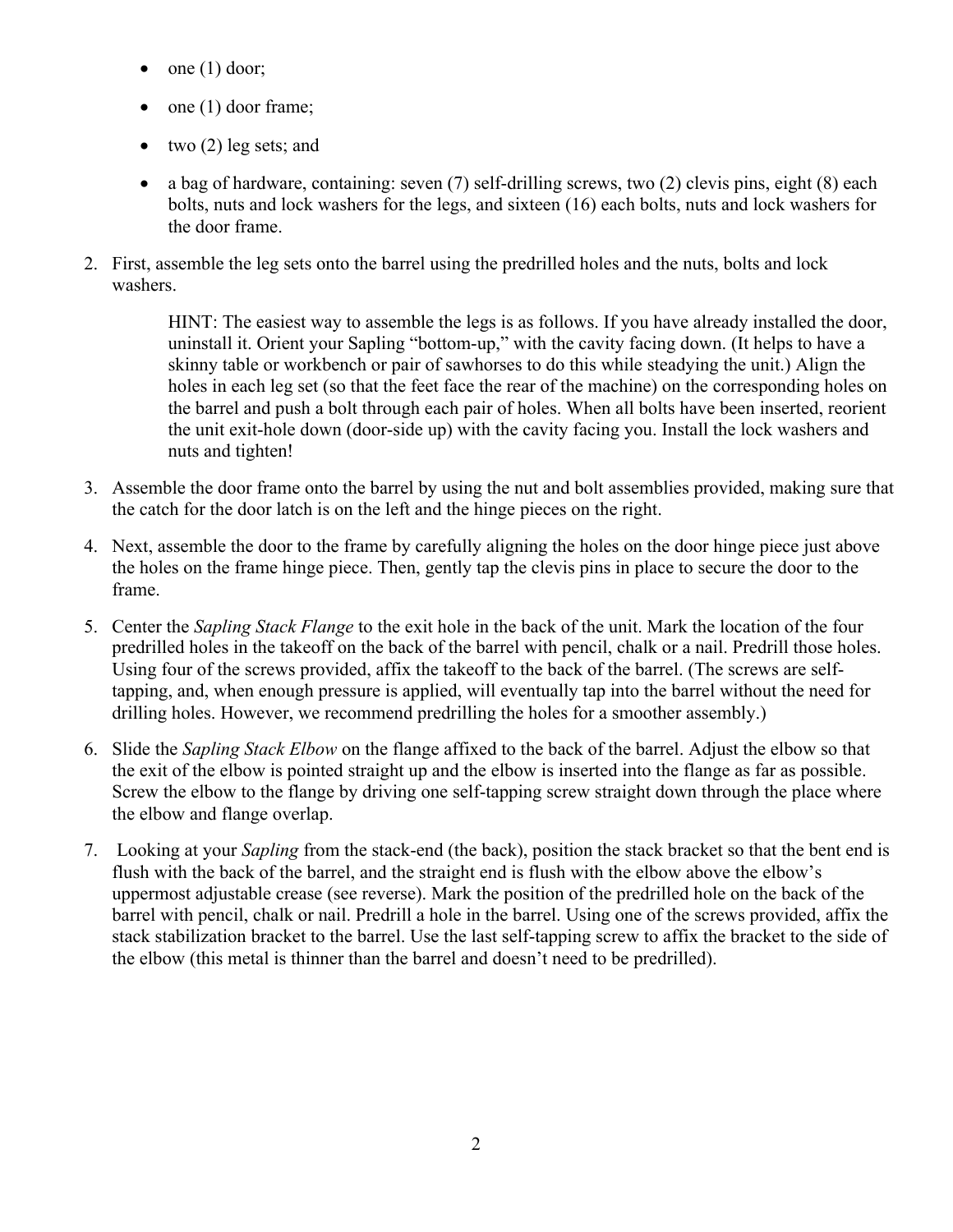- one (1) door;
- one (1) door frame;
- two (2) leg sets; and
- a bag of hardware, containing: seven (7) self-drilling screws, two (2) clevis pins, eight (8) each bolts, nuts and lock washers for the legs, and sixteen (16) each bolts, nuts and lock washers for the door frame.

2. First, assemble the leg sets onto the barrel using the predrilled holes and the nuts, bolts and lock washers.

   HINT: The easiest way to assemble the legs is as follows. If you have already installed the door, uninstall it. Orient your Sapling "bottom-up," with the cavity facing down. (It helps to have a skinny table or workbench or pair of sawhorses to do this while steadying the unit.) Align the holes in each leg set (so that the feet face the rear of the machine) on the corresponding holes on the barrel and push a bolt through each pair of holes. When all bolts have been inserted, reorient the unit exit-hole down (door-side up) with the cavity facing you. Install the lock washers and nuts and tighten!

3. Assemble the door frame onto the barrel by using the nut and bolt assemblies provided, making sure that the catch for the door latch is on the left and the hinge pieces on the right.

4. Next, assemble the door to the frame by carefully aligning the holes on the door hinge piece just above the holes on the frame hinge piece. Then, gently tap the clevis pins in place to secure the door to the frame.

5. Center the *Sapling Stack Flange* to the exit hole in the back of the unit. Mark the location of the four predrilled holes in the takeoff on the back of the barrel with pencil, chalk or a nail. Predrill those holes. Using four of the screws provided, affix the takeoff to the back of the barrel. (The screws are self-tapping, and, when enough pressure is applied, will eventually tap into the barrel without the need for drilling holes. However, we recommend predrilling the holes for a smoother assembly.)

6. Slide the *Sapling Stack Elbow* on the flange affixed to the back of the barrel. Adjust the elbow so that the exit of the elbow is pointed straight up and the elbow is inserted into the flange as far as possible. Screw the elbow to the flange by driving one self-tapping screw straight down through the place where the elbow and flange overlap.

7. Looking at your *Sapling* from the stack-end (the back), position the stack bracket so that the bent end is flush with the back of the barrel, and the straight end is flush with the elbow above the elbow's uppermost adjustable crease (see reverse). Mark the position of the predrilled hole on the back of the barrel with pencil, chalk or nail. Predrill a hole in the barrel. Using one of the screws provided, affix the stack stabilization bracket to the barrel. Use the last self-tapping screw to affix the bracket to the side of the elbow (this metal is thinner than the barrel and doesn't need to be predrilled).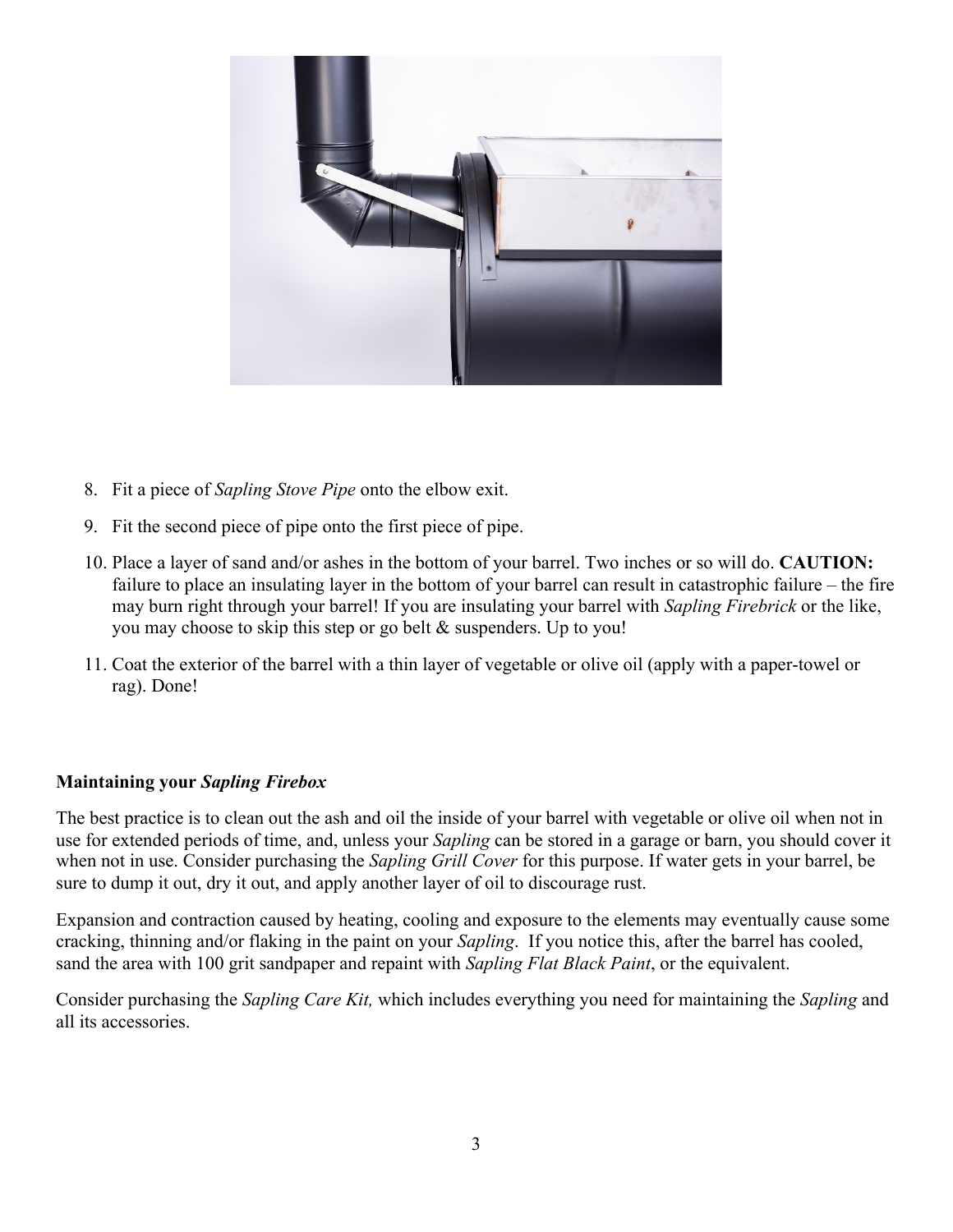8. Fit a piece of *Sapling Stove Pipe* onto the elbow exit.
9. Fit the second piece of pipe onto the first piece of pipe.
10. Place a layer of sand and/or ashes in the bottom of your barrel. Two inches or so will do. **CAUTION:** failure to place an insulating layer in the bottom of your barrel can result in catastrophic failure – the fire may burn right through your barrel! If you are insulating your barrel with *Sapling Firebrick* or the like, you may choose to skip this step or go belt & suspenders. Up to you!
11. Coat the exterior of the barrel with a thin layer of vegetable or olive oil (apply with a paper-towel or rag). Done!

**Maintaining your *Sapling Firebox***

The best practice is to clean out the ash and oil the inside of your barrel with vegetable or olive oil when not in use for extended periods of time, and, unless your *Sapling* can be stored in a garage or barn, you should cover it when not in use. Consider purchasing the *Sapling Grill Cover* for this purpose. If water gets in your barrel, be sure to dump it out, dry it out, and apply another layer of oil to discourage rust.

Expansion and contraction caused by heating, cooling and exposure to the elements may eventually cause some cracking, thinning and/or flaking in the paint on your *Sapling*. If you notice this, after the barrel has cooled, sand the area with 100 grit sandpaper and repaint with *Sapling Flat Black Paint*, or the equivalent.

Consider purchasing the *Sapling Care Kit,* which includes everything you need for maintaining the *Sapling* and all its accessories.